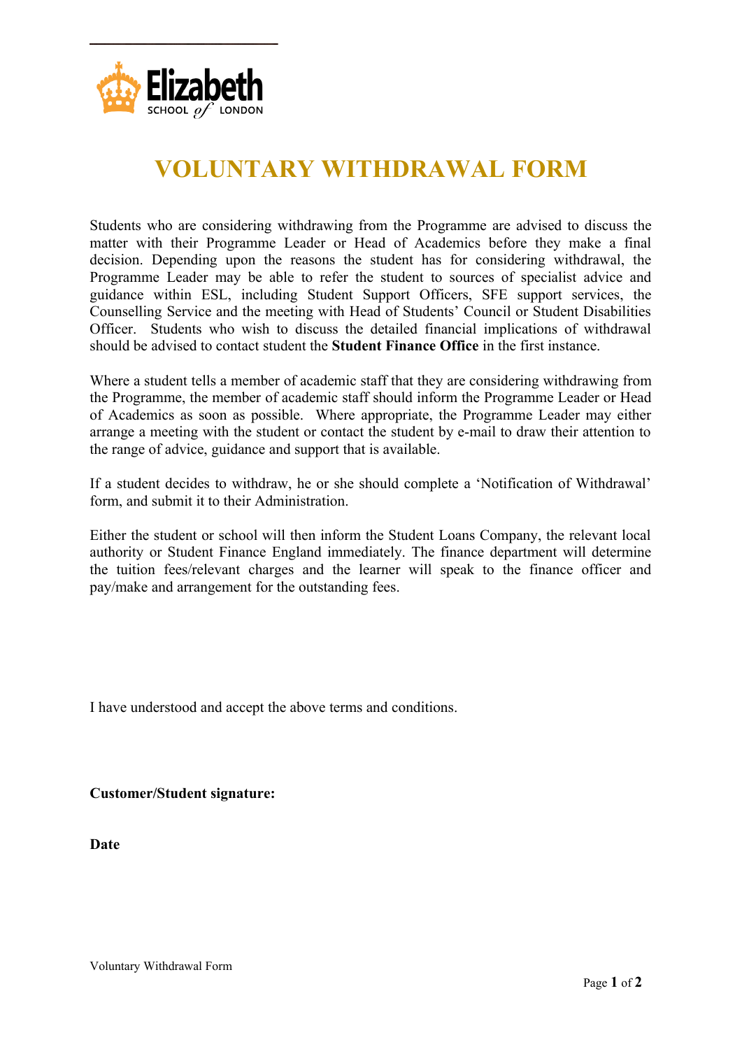Elizabeth SCHOOL of LONDON

# VOLUNTARY WITHDRAWAL FORM

Students who are considering withdrawing from the Programme are advised to discuss the matter with their Programme Leader or Head of Academics before they make a final decision. Depending upon the reasons the student has for considering withdrawal, the Programme Leader may be able to refer the student to sources of specialist advice and guidance within ESL, including Student Support Officers, SFE support services, the Counselling Service and the meeting with Head of Students' Council or Student Disabilities Officer. Students who wish to discuss the detailed financial implications of withdrawal should be advised to contact student the **Student Finance Office** in the first instance.

Where a student tells a member of academic staff that they are considering withdrawing from the Programme, the member of academic staff should inform the Programme Leader or Head of Academics as soon as possible. Where appropriate, the Programme Leader may either arrange a meeting with the student or contact the student by e-mail to draw their attention to the range of advice, guidance and support that is available.

If a student decides to withdraw, he or she should complete a 'Notification of Withdrawal' form, and submit it to their Administration.

Either the student or school will then inform the Student Loans Company, the relevant local authority or Student Finance England immediately. The finance department will determine the tuition fees/relevant charges and the learner will speak to the finance officer and pay/make and arrangement for the outstanding fees.

I have understood and accept the above terms and conditions.

**Customer/Student signature:**

**Date**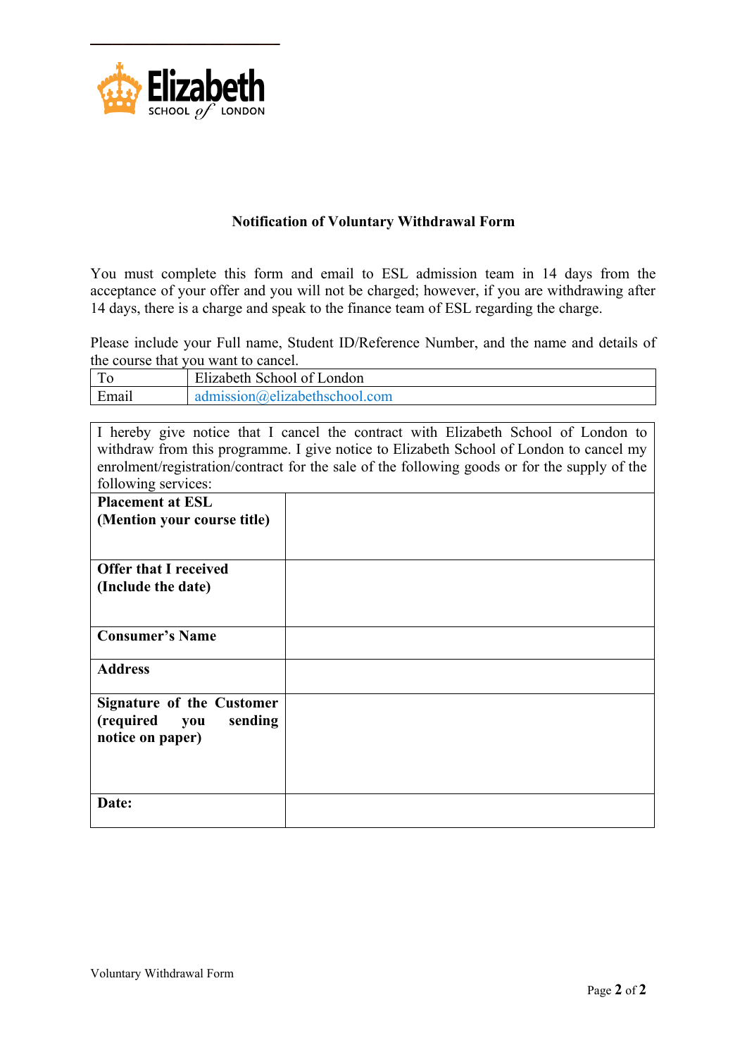**Notification of Voluntary Withdrawal Form**

You must complete this form and email to ESL admission team in 14 days from the acceptance of your offer and you will not be charged; however, if you are withdrawing after 14 days, there is a charge and speak to the finance team of ESL regarding the charge.

Please include your Full name, Student ID/Reference Number, and the name and details of the course that you want to cancel.

| | |
|---|---|
| To | Elizabeth School of London |
| Email | admission@elizabethschool.com |

| | |
|---|---|
| I hereby give notice that I cancel the contract with Elizabeth School of London to withdraw from this programme. I give notice to Elizabeth School of London to cancel my enrolment/registration/contract for the sale of the following goods or for the supply of the following services: | |
| **Placement at ESL (Mention your course title)** | |
| **Offer that I received (Include the date)** | |
| **Consumer's Name** | |
| **Address** | |
| **Signature of the Customer (required you sending notice on paper)** | |
| **Date:** | |

Voluntary Withdrawal Form